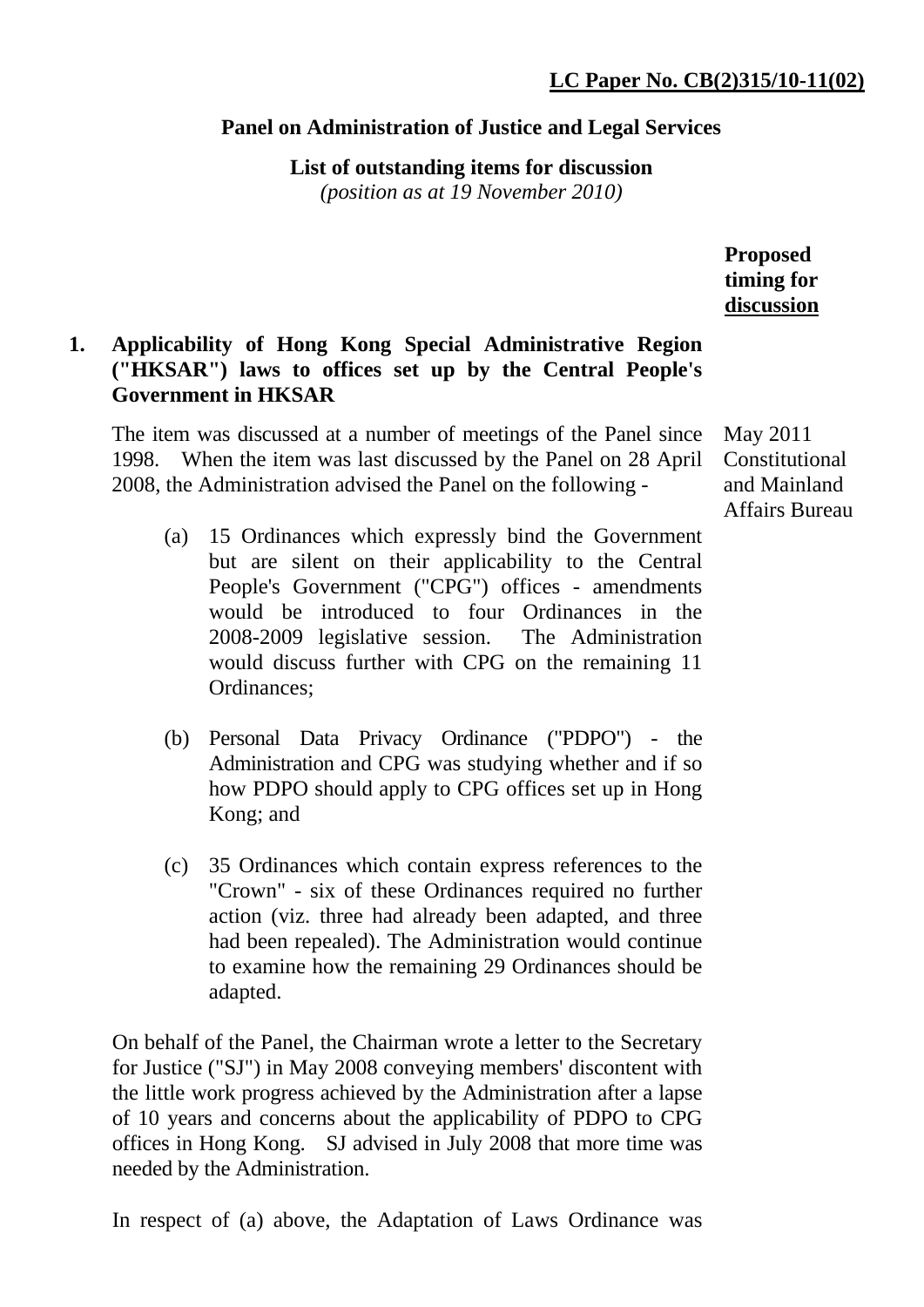**LC Paper No. CB(2)315/10-11(02)**

**Panel on Administration of Justice and Legal Services**

**List of outstanding items for discussion**
*(position as at 19 November 2010)*

**Proposed timing for discussion**

**1. Applicability of Hong Kong Special Administrative Region ("HKSAR") laws to offices set up by the Central People's Government in HKSAR**

*Proposed timing for discussion:* May 2011, Constitutional and Mainland Affairs Bureau

The item was discussed at a number of meetings of the Panel since 1998. When the item was last discussed by the Panel on 28 April 2008, the Administration advised the Panel on the following -

(a) 15 Ordinances which expressly bind the Government but are silent on their applicability to the Central People's Government ("CPG") offices - amendments would be introduced to four Ordinances in the 2008-2009 legislative session. The Administration would discuss further with CPG on the remaining 11 Ordinances;

(b) Personal Data Privacy Ordinance ("PDPO") - the Administration and CPG was studying whether and if so how PDPO should apply to CPG offices set up in Hong Kong; and

(c) 35 Ordinances which contain express references to the "Crown" - six of these Ordinances required no further action (viz. three had already been adapted, and three had been repealed). The Administration would continue to examine how the remaining 29 Ordinances should be adapted.

On behalf of the Panel, the Chairman wrote a letter to the Secretary for Justice ("SJ") in May 2008 conveying members' discontent with the little work progress achieved by the Administration after a lapse of 10 years and concerns about the applicability of PDPO to CPG offices in Hong Kong. SJ advised in July 2008 that more time was needed by the Administration.

In respect of (a) above, the Adaptation of Laws Ordinance was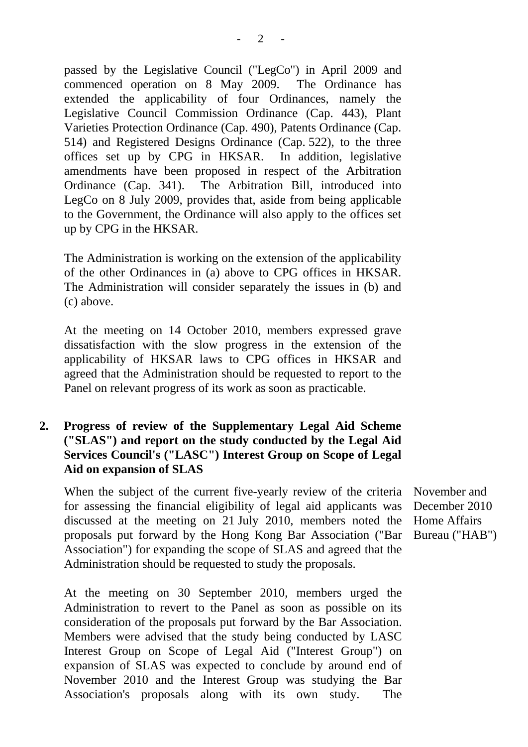passed by the Legislative Council ("LegCo") in April 2009 and commenced operation on 8 May 2009. The Ordinance has extended the applicability of four Ordinances, namely the Legislative Council Commission Ordinance (Cap. 443), Plant Varieties Protection Ordinance (Cap. 490), Patents Ordinance (Cap. 514) and Registered Designs Ordinance (Cap. 522), to the three offices set up by CPG in HKSAR. In addition, legislative amendments have been proposed in respect of the Arbitration Ordinance (Cap. 341). The Arbitration Bill, introduced into LegCo on 8 July 2009, provides that, aside from being applicable to the Government, the Ordinance will also apply to the offices set up by CPG in the HKSAR.

The Administration is working on the extension of the applicability of the other Ordinances in (a) above to CPG offices in HKSAR. The Administration will consider separately the issues in (b) and (c) above.

At the meeting on 14 October 2010, members expressed grave dissatisfaction with the slow progress in the extension of the applicability of HKSAR laws to CPG offices in HKSAR and agreed that the Administration should be requested to report to the Panel on relevant progress of its work as soon as practicable.

**2. Progress of review of the Supplementary Legal Aid Scheme ("SLAS") and report on the study conducted by the Legal Aid Services Council's ("LASC") Interest Group on Scope of Legal Aid on expansion of SLAS**

November and December 2010
Home Affairs Bureau ("HAB")

When the subject of the current five-yearly review of the criteria for assessing the financial eligibility of legal aid applicants was discussed at the meeting on 21 July 2010, members noted the proposals put forward by the Hong Kong Bar Association ("Bar Association") for expanding the scope of SLAS and agreed that the Administration should be requested to study the proposals.

At the meeting on 30 September 2010, members urged the Administration to revert to the Panel as soon as possible on its consideration of the proposals put forward by the Bar Association. Members were advised that the study being conducted by LASC Interest Group on Scope of Legal Aid ("Interest Group") on expansion of SLAS was expected to conclude by around end of November 2010 and the Interest Group was studying the Bar Association's proposals along with its own study. The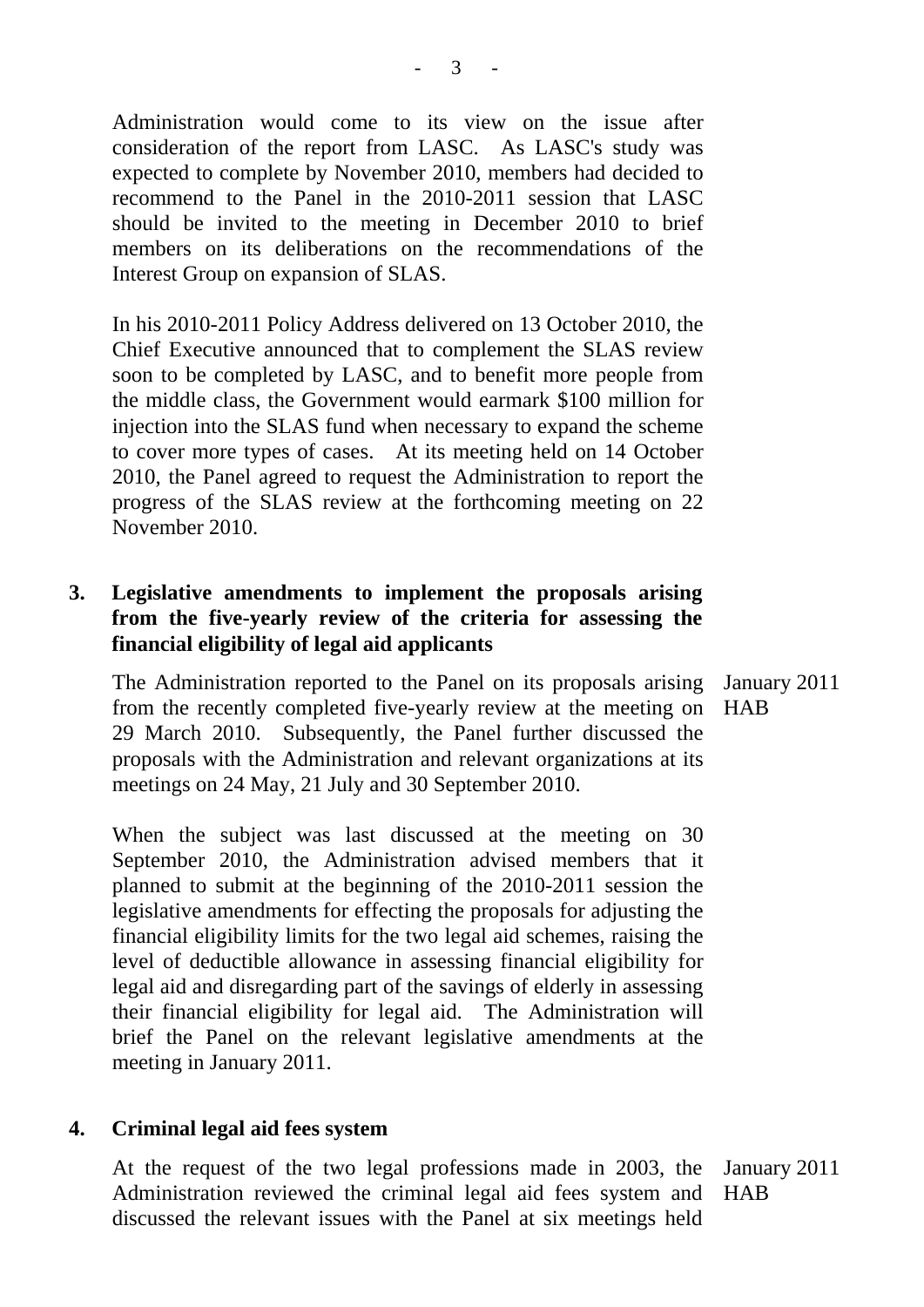Administration would come to its view on the issue after consideration of the report from LASC. As LASC's study was expected to complete by November 2010, members had decided to recommend to the Panel in the 2010-2011 session that LASC should be invited to the meeting in December 2010 to brief members on its deliberations on the recommendations of the Interest Group on expansion of SLAS.

In his 2010-2011 Policy Address delivered on 13 October 2010, the Chief Executive announced that to complement the SLAS review soon to be completed by LASC, and to benefit more people from the middle class, the Government would earmark $100 million for injection into the SLAS fund when necessary to expand the scheme to cover more types of cases. At its meeting held on 14 October 2010, the Panel agreed to request the Administration to report the progress of the SLAS review at the forthcoming meeting on 22 November 2010.

**3. Legislative amendments to implement the proposals arising from the five-yearly review of the criteria for assessing the financial eligibility of legal aid applicants**

January 2011
HAB

The Administration reported to the Panel on its proposals arising from the recently completed five-yearly review at the meeting on 29 March 2010. Subsequently, the Panel further discussed the proposals with the Administration and relevant organizations at its meetings on 24 May, 21 July and 30 September 2010.

When the subject was last discussed at the meeting on 30 September 2010, the Administration advised members that it planned to submit at the beginning of the 2010-2011 session the legislative amendments for effecting the proposals for adjusting the financial eligibility limits for the two legal aid schemes, raising the level of deductible allowance in assessing financial eligibility for legal aid and disregarding part of the savings of elderly in assessing their financial eligibility for legal aid. The Administration will brief the Panel on the relevant legislative amendments at the meeting in January 2011.

**4. Criminal legal aid fees system**

January 2011
HAB

At the request of the two legal professions made in 2003, the Administration reviewed the criminal legal aid fees system and discussed the relevant issues with the Panel at six meetings held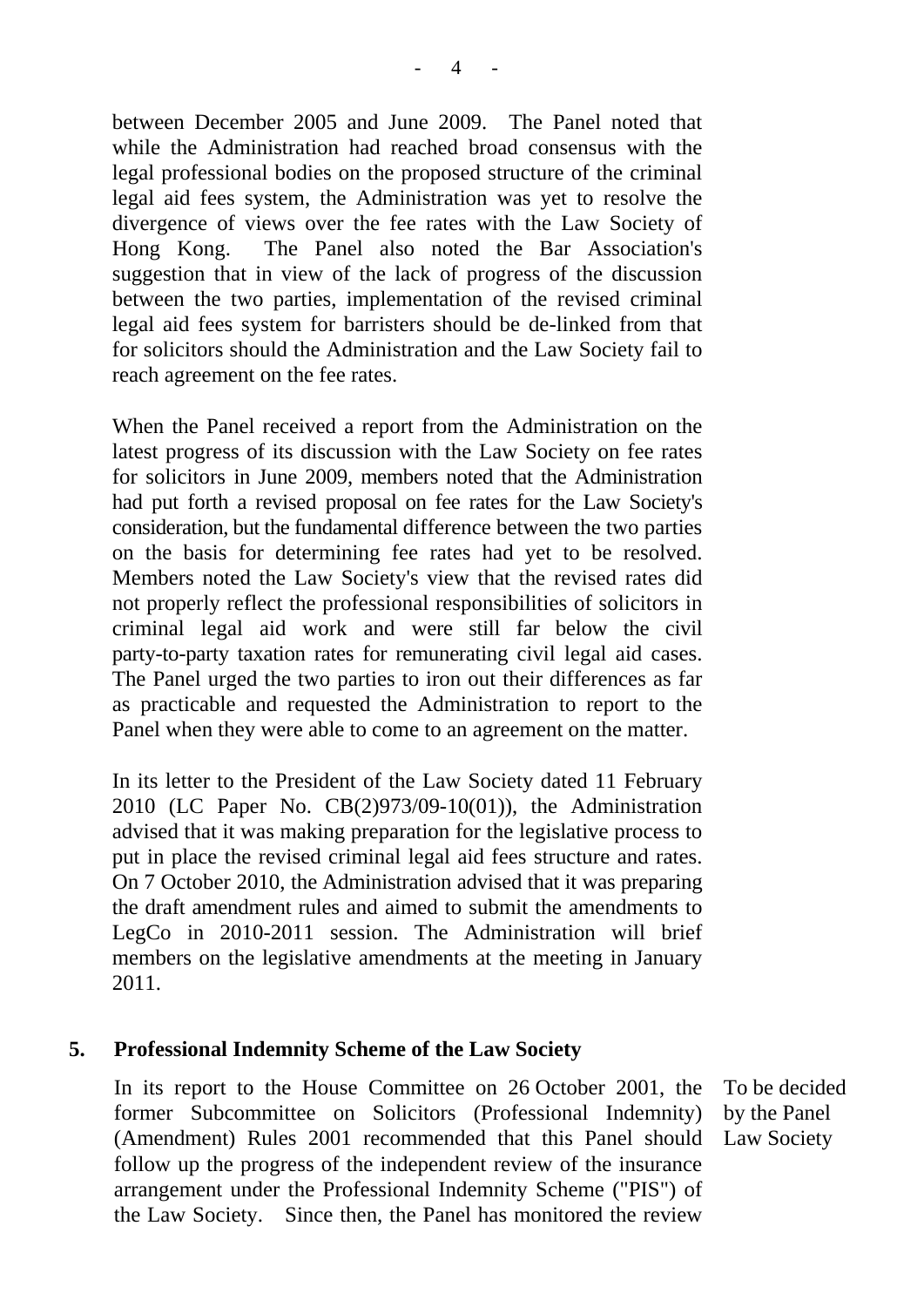between December 2005 and June 2009. The Panel noted that while the Administration had reached broad consensus with the legal professional bodies on the proposed structure of the criminal legal aid fees system, the Administration was yet to resolve the divergence of views over the fee rates with the Law Society of Hong Kong. The Panel also noted the Bar Association's suggestion that in view of the lack of progress of the discussion between the two parties, implementation of the revised criminal legal aid fees system for barristers should be de-linked from that for solicitors should the Administration and the Law Society fail to reach agreement on the fee rates.

When the Panel received a report from the Administration on the latest progress of its discussion with the Law Society on fee rates for solicitors in June 2009, members noted that the Administration had put forth a revised proposal on fee rates for the Law Society's consideration, but the fundamental difference between the two parties on the basis for determining fee rates had yet to be resolved. Members noted the Law Society's view that the revised rates did not properly reflect the professional responsibilities of solicitors in criminal legal aid work and were still far below the civil party-to-party taxation rates for remunerating civil legal aid cases. The Panel urged the two parties to iron out their differences as far as practicable and requested the Administration to report to the Panel when they were able to come to an agreement on the matter.

In its letter to the President of the Law Society dated 11 February 2010 (LC Paper No. CB(2)973/09-10(01)), the Administration advised that it was making preparation for the legislative process to put in place the revised criminal legal aid fees structure and rates. On 7 October 2010, the Administration advised that it was preparing the draft amendment rules and aimed to submit the amendments to LegCo in 2010-2011 session. The Administration will brief members on the legislative amendments at the meeting in January 2011.

**5. Professional Indemnity Scheme of the Law Society**

| | |
|---|---|
| In its report to the House Committee on 26 October 2001, the former Subcommittee on Solicitors (Professional Indemnity) (Amendment) Rules 2001 recommended that this Panel should follow up the progress of the independent review of the insurance arrangement under the Professional Indemnity Scheme ("PIS") of the Law Society. Since then, the Panel has monitored the review | To be decided by the Panel<br>Law Society |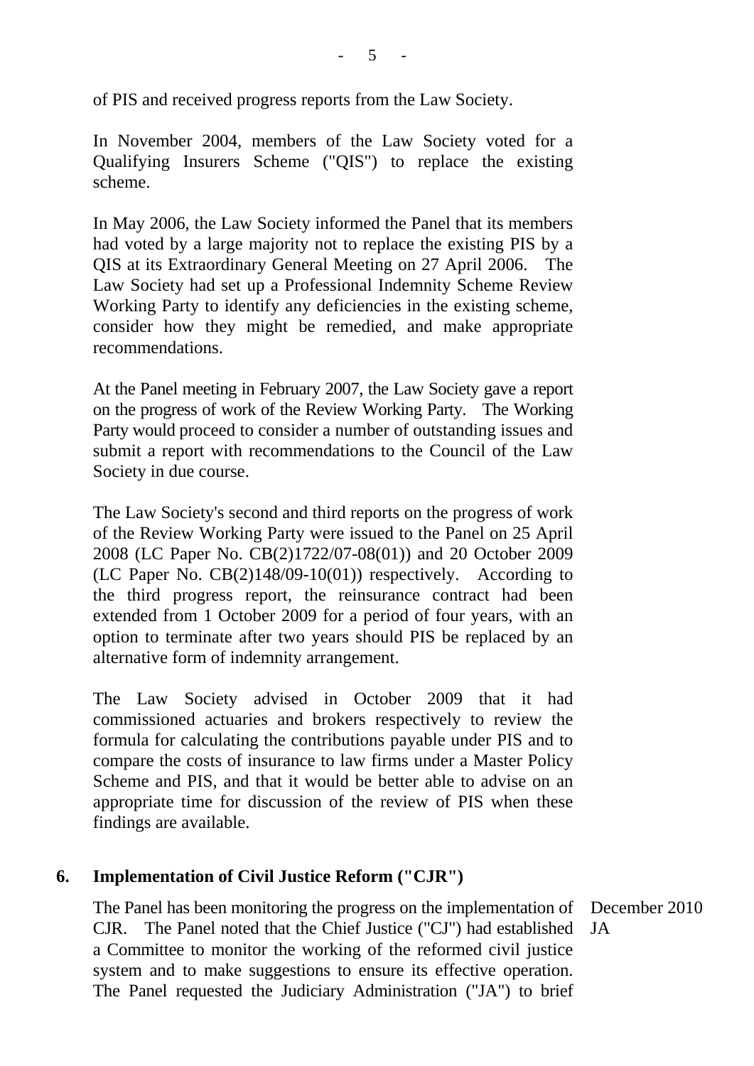of PIS and received progress reports from the Law Society.

In November 2004, members of the Law Society voted for a Qualifying Insurers Scheme ("QIS") to replace the existing scheme.

In May 2006, the Law Society informed the Panel that its members had voted by a large majority not to replace the existing PIS by a QIS at its Extraordinary General Meeting on 27 April 2006. The Law Society had set up a Professional Indemnity Scheme Review Working Party to identify any deficiencies in the existing scheme, consider how they might be remedied, and make appropriate recommendations.

At the Panel meeting in February 2007, the Law Society gave a report on the progress of work of the Review Working Party. The Working Party would proceed to consider a number of outstanding issues and submit a report with recommendations to the Council of the Law Society in due course.

The Law Society's second and third reports on the progress of work of the Review Working Party were issued to the Panel on 25 April 2008 (LC Paper No. CB(2)1722/07-08(01)) and 20 October 2009 (LC Paper No. CB(2)148/09-10(01)) respectively. According to the third progress report, the reinsurance contract had been extended from 1 October 2009 for a period of four years, with an option to terminate after two years should PIS be replaced by an alternative form of indemnity arrangement.

The Law Society advised in October 2009 that it had commissioned actuaries and brokers respectively to review the formula for calculating the contributions payable under PIS and to compare the costs of insurance to law firms under a Master Policy Scheme and PIS, and that it would be better able to advise on an appropriate time for discussion of the review of PIS when these findings are available.

**6. Implementation of Civil Justice Reform ("CJR")**

The Panel has been monitoring the progress on the implementation of CJR. The Panel noted that the Chief Justice ("CJ") had established a Committee to monitor the working of the reformed civil justice system and to make suggestions to ensure its effective operation. The Panel requested the Judiciary Administration ("JA") to brief

December 2010
JA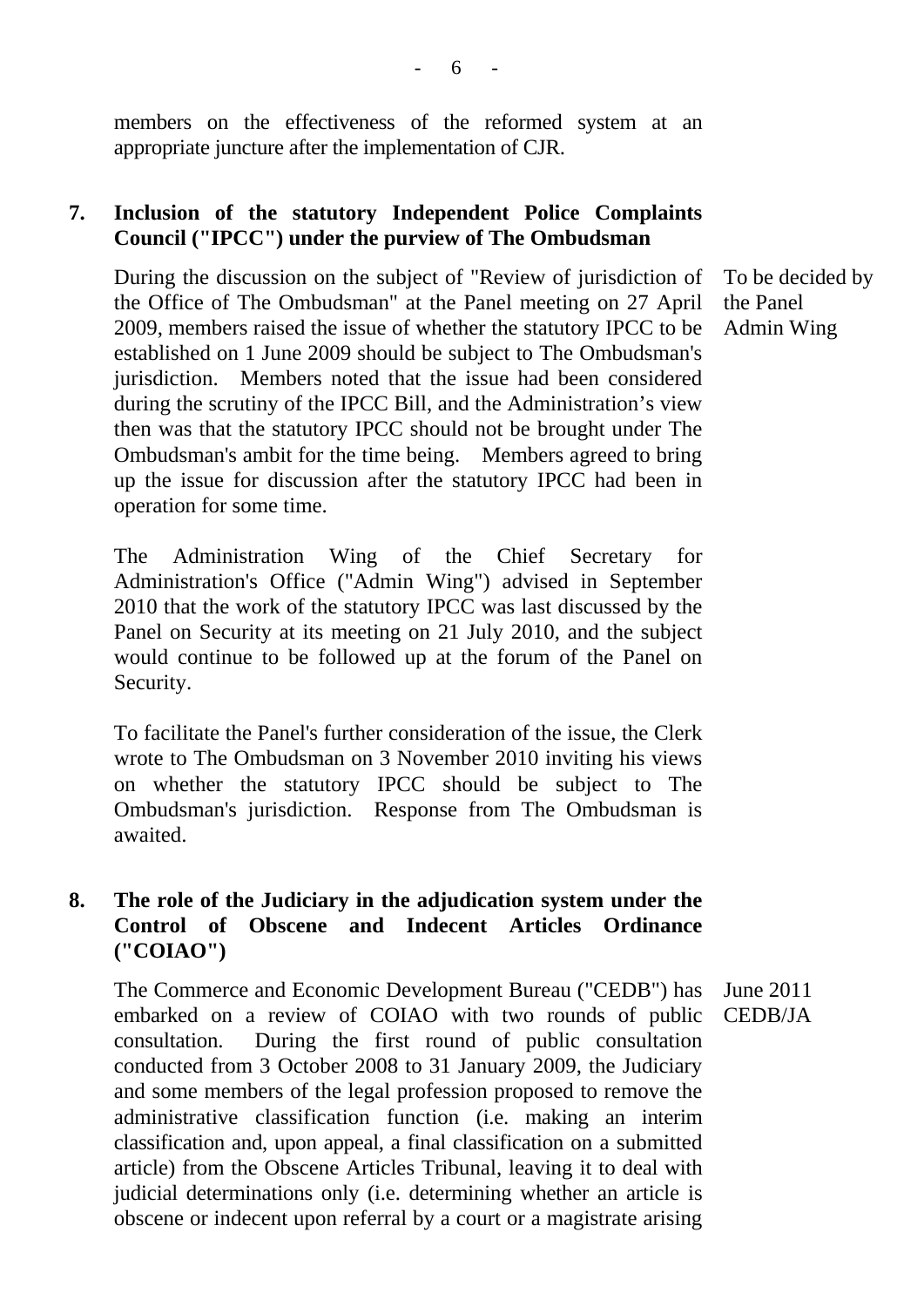members on the effectiveness of the reformed system at an appropriate juncture after the implementation of CJR.

**7. Inclusion of the statutory Independent Police Complaints Council ("IPCC") under the purview of The Ombudsman**

| | |
|---|---|
| During the discussion on the subject of "Review of jurisdiction of the Office of The Ombudsman" at the Panel meeting on 27 April 2009, members raised the issue of whether the statutory IPCC to be established on 1 June 2009 should be subject to The Ombudsman's jurisdiction. Members noted that the issue had been considered during the scrutiny of the IPCC Bill, and the Administration's view then was that the statutory IPCC should not be brought under The Ombudsman's ambit for the time being. Members agreed to bring up the issue for discussion after the statutory IPCC had been in operation for some time.<br><br>The Administration Wing of the Chief Secretary for Administration's Office ("Admin Wing") advised in September 2010 that the work of the statutory IPCC was last discussed by the Panel on Security at its meeting on 21 July 2010, and the subject would continue to be followed up at the forum of the Panel on Security.<br><br>To facilitate the Panel's further consideration of the issue, the Clerk wrote to The Ombudsman on 3 November 2010 inviting his views on whether the statutory IPCC should be subject to The Ombudsman's jurisdiction. Response from The Ombudsman is awaited. | To be decided by the Panel<br>Admin Wing |

**8. The role of the Judiciary in the adjudication system under the Control of Obscene and Indecent Articles Ordinance ("COIAO")**

| | |
|---|---|
| The Commerce and Economic Development Bureau ("CEDB") has embarked on a review of COIAO with two rounds of public consultation. During the first round of public consultation conducted from 3 October 2008 to 31 January 2009, the Judiciary and some members of the legal profession proposed to remove the administrative classification function (i.e. making an interim classification and, upon appeal, a final classification on a submitted article) from the Obscene Articles Tribunal, leaving it to deal with judicial determinations only (i.e. determining whether an article is obscene or indecent upon referral by a court or a magistrate arising | June 2011<br>CEDB/JA |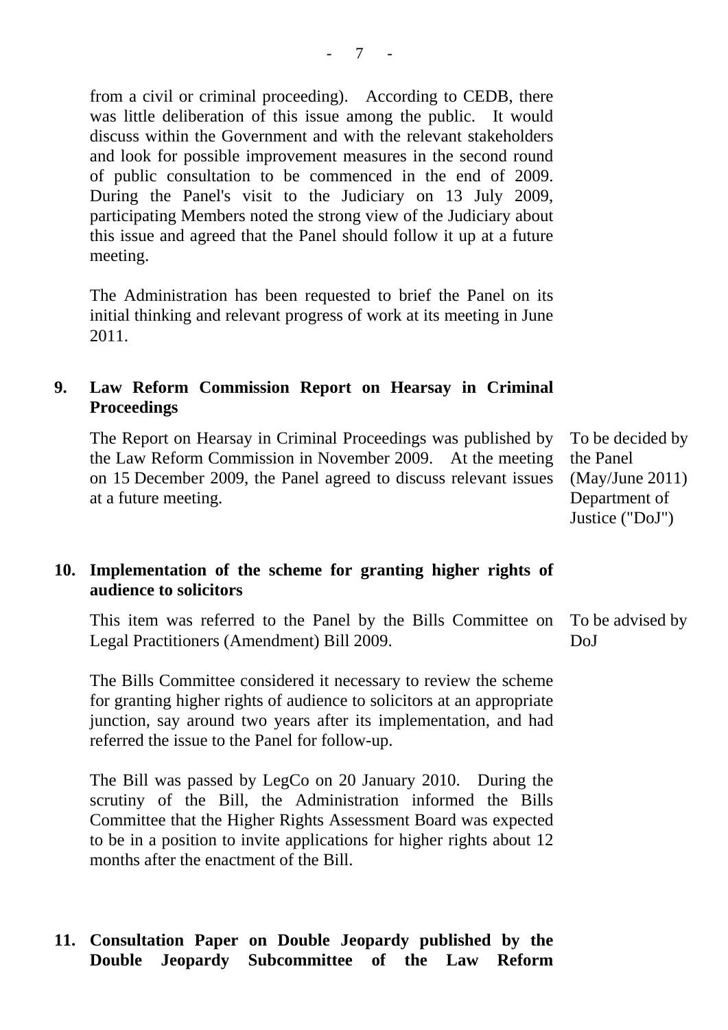from a civil or criminal proceeding). According to CEDB, there was little deliberation of this issue among the public. It would discuss within the Government and with the relevant stakeholders and look for possible improvement measures in the second round of public consultation to be commenced in the end of 2009. During the Panel's visit to the Judiciary on 13 July 2009, participating Members noted the strong view of the Judiciary about this issue and agreed that the Panel should follow it up at a future meeting.

The Administration has been requested to brief the Panel on its initial thinking and relevant progress of work at its meeting in June 2011.

**9. Law Reform Commission Report on Hearsay in Criminal Proceedings**

The Report on Hearsay in Criminal Proceedings was published by the Law Reform Commission in November 2009. At the meeting on 15 December 2009, the Panel agreed to discuss relevant issues at a future meeting.

To be decided by the Panel (May/June 2011)
Department of Justice ("DoJ")

**10. Implementation of the scheme for granting higher rights of audience to solicitors**

This item was referred to the Panel by the Bills Committee on Legal Practitioners (Amendment) Bill 2009.

To be advised by DoJ

The Bills Committee considered it necessary to review the scheme for granting higher rights of audience to solicitors at an appropriate junction, say around two years after its implementation, and had referred the issue to the Panel for follow-up.

The Bill was passed by LegCo on 20 January 2010. During the scrutiny of the Bill, the Administration informed the Bills Committee that the Higher Rights Assessment Board was expected to be in a position to invite applications for higher rights about 12 months after the enactment of the Bill.

**11. Consultation Paper on Double Jeopardy published by the Double Jeopardy Subcommittee of the Law Reform**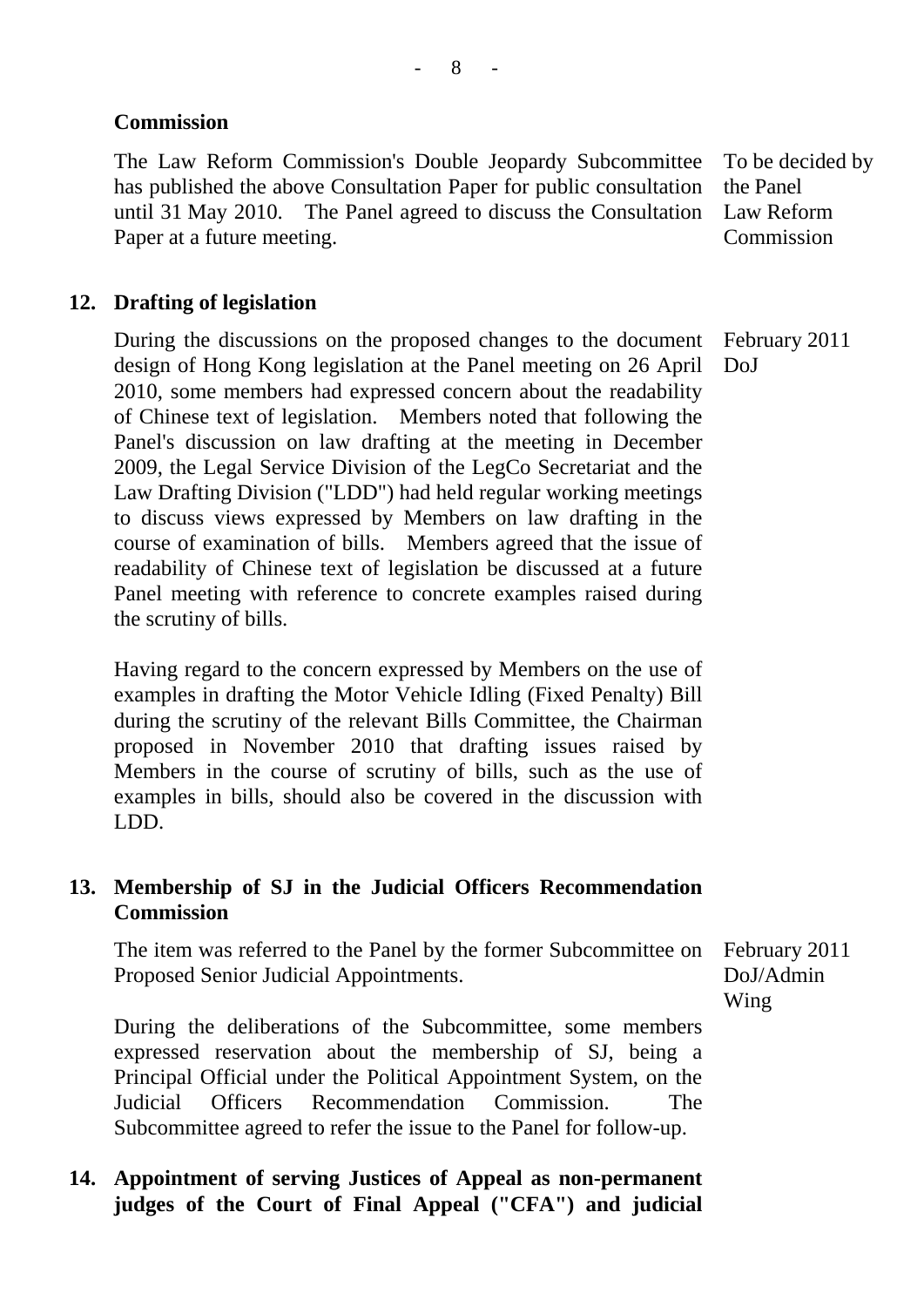**Commission**

| | |
|---|---|
| The Law Reform Commission's Double Jeopardy Subcommittee has published the above Consultation Paper for public consultation until 31 May 2010. The Panel agreed to discuss the Consultation Paper at a future meeting. | To be decided by the Panel<br>Law Reform Commission |

**12. Drafting of legislation**

| | |
|---|---|
| During the discussions on the proposed changes to the document design of Hong Kong legislation at the Panel meeting on 26 April 2010, some members had expressed concern about the readability of Chinese text of legislation. Members noted that following the Panel's discussion on law drafting at the meeting in December 2009, the Legal Service Division of the LegCo Secretariat and the Law Drafting Division ("LDD") had held regular working meetings to discuss views expressed by Members on law drafting in the course of examination of bills. Members agreed that the issue of readability of Chinese text of legislation be discussed at a future Panel meeting with reference to concrete examples raised during the scrutiny of bills. | February 2011<br>DoJ |

Having regard to the concern expressed by Members on the use of examples in drafting the Motor Vehicle Idling (Fixed Penalty) Bill during the scrutiny of the relevant Bills Committee, the Chairman proposed in November 2010 that drafting issues raised by Members in the course of scrutiny of bills, such as the use of examples in bills, should also be covered in the discussion with LDD.

**13. Membership of SJ in the Judicial Officers Recommendation Commission**

| | |
|---|---|
| The item was referred to the Panel by the former Subcommittee on Proposed Senior Judicial Appointments. | February 2011<br>DoJ/Admin Wing |

During the deliberations of the Subcommittee, some members expressed reservation about the membership of SJ, being a Principal Official under the Political Appointment System, on the Judicial Officers Recommendation Commission. The Subcommittee agreed to refer the issue to the Panel for follow-up.

**14. Appointment of serving Justices of Appeal as non-permanent judges of the Court of Final Appeal ("CFA") and judicial**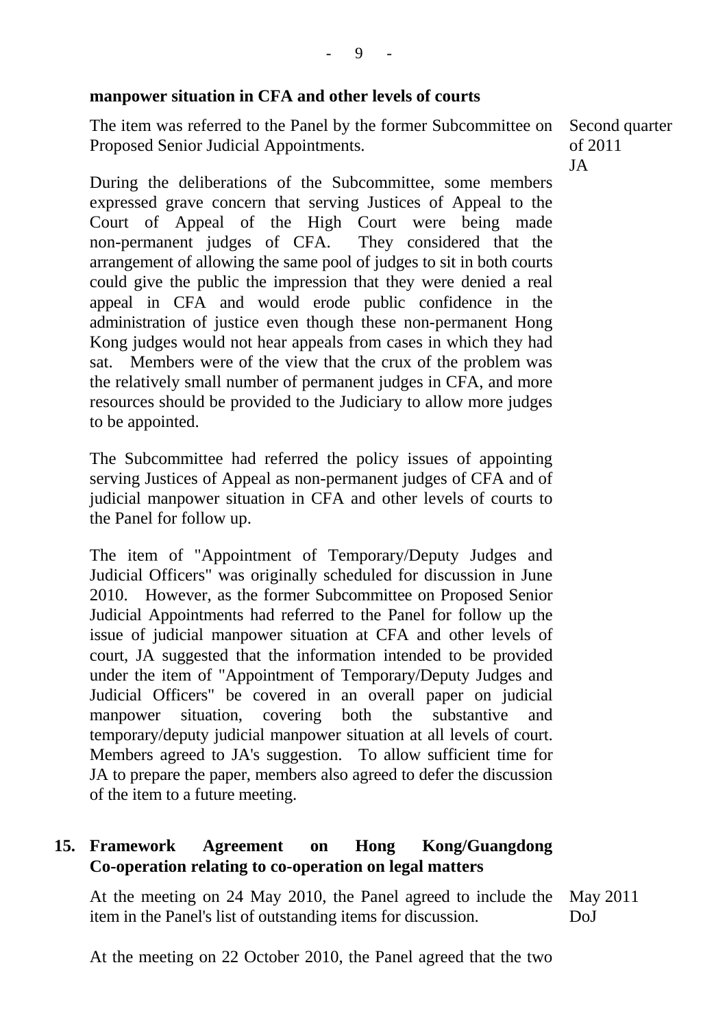**manpower situation in CFA and other levels of courts**

The item was referred to the Panel by the former Subcommittee on Proposed Senior Judicial Appointments.

Second quarter of 2011
JA

During the deliberations of the Subcommittee, some members expressed grave concern that serving Justices of Appeal to the Court of Appeal of the High Court were being made non-permanent judges of CFA. They considered that the arrangement of allowing the same pool of judges to sit in both courts could give the public the impression that they were denied a real appeal in CFA and would erode public confidence in the administration of justice even though these non-permanent Hong Kong judges would not hear appeals from cases in which they had sat. Members were of the view that the crux of the problem was the relatively small number of permanent judges in CFA, and more resources should be provided to the Judiciary to allow more judges to be appointed.

The Subcommittee had referred the policy issues of appointing serving Justices of Appeal as non-permanent judges of CFA and of judicial manpower situation in CFA and other levels of courts to the Panel for follow up.

The item of "Appointment of Temporary/Deputy Judges and Judicial Officers" was originally scheduled for discussion in June 2010. However, as the former Subcommittee on Proposed Senior Judicial Appointments had referred to the Panel for follow up the issue of judicial manpower situation at CFA and other levels of court, JA suggested that the information intended to be provided under the item of "Appointment of Temporary/Deputy Judges and Judicial Officers" be covered in an overall paper on judicial manpower situation, covering both the substantive and temporary/deputy judicial manpower situation at all levels of court. Members agreed to JA's suggestion. To allow sufficient time for JA to prepare the paper, members also agreed to defer the discussion of the item to a future meeting.

**15. Framework Agreement on Hong Kong/Guangdong Co-operation relating to co-operation on legal matters**

At the meeting on 24 May 2010, the Panel agreed to include the item in the Panel's list of outstanding items for discussion.

May 2011
DoJ

At the meeting on 22 October 2010, the Panel agreed that the two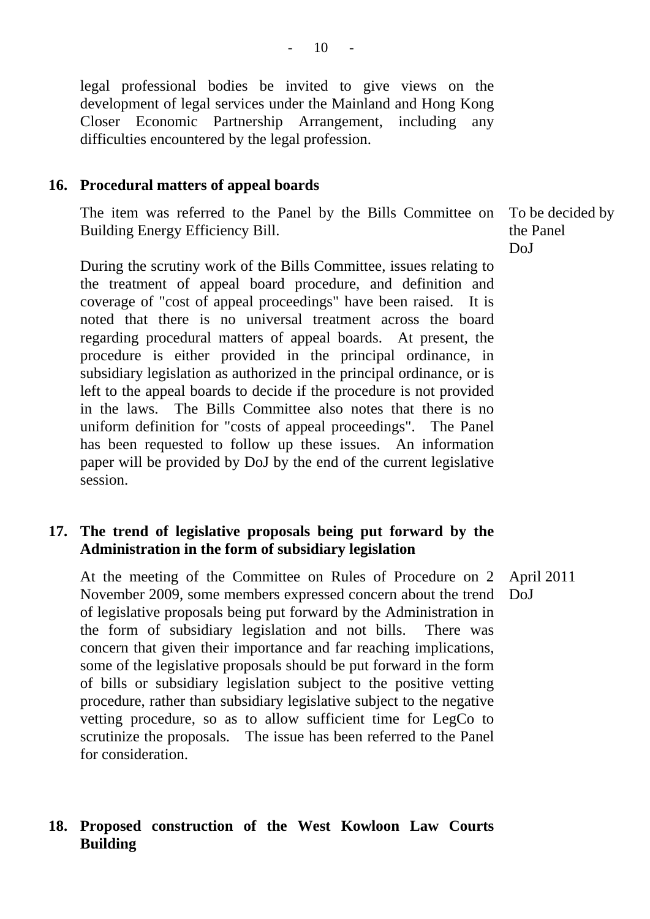legal professional bodies be invited to give views on the development of legal services under the Mainland and Hong Kong Closer Economic Partnership Arrangement, including any difficulties encountered by the legal profession.

**16. Procedural matters of appeal boards**

The item was referred to the Panel by the Bills Committee on Building Energy Efficiency Bill.

To be decided by the Panel
DoJ

During the scrutiny work of the Bills Committee, issues relating to the treatment of appeal board procedure, and definition and coverage of "cost of appeal proceedings" have been raised. It is noted that there is no universal treatment across the board regarding procedural matters of appeal boards. At present, the procedure is either provided in the principal ordinance, in subsidiary legislation as authorized in the principal ordinance, or is left to the appeal boards to decide if the procedure is not provided in the laws. The Bills Committee also notes that there is no uniform definition for "costs of appeal proceedings". The Panel has been requested to follow up these issues. An information paper will be provided by DoJ by the end of the current legislative session.

**17. The trend of legislative proposals being put forward by the Administration in the form of subsidiary legislation**

At the meeting of the Committee on Rules of Procedure on 2 November 2009, some members expressed concern about the trend of legislative proposals being put forward by the Administration in the form of subsidiary legislation and not bills. There was concern that given their importance and far reaching implications, some of the legislative proposals should be put forward in the form of bills or subsidiary legislation subject to the positive vetting procedure, rather than subsidiary legislative subject to the negative vetting procedure, so as to allow sufficient time for LegCo to scrutinize the proposals. The issue has been referred to the Panel for consideration.

April 2011
DoJ

**18. Proposed construction of the West Kowloon Law Courts Building**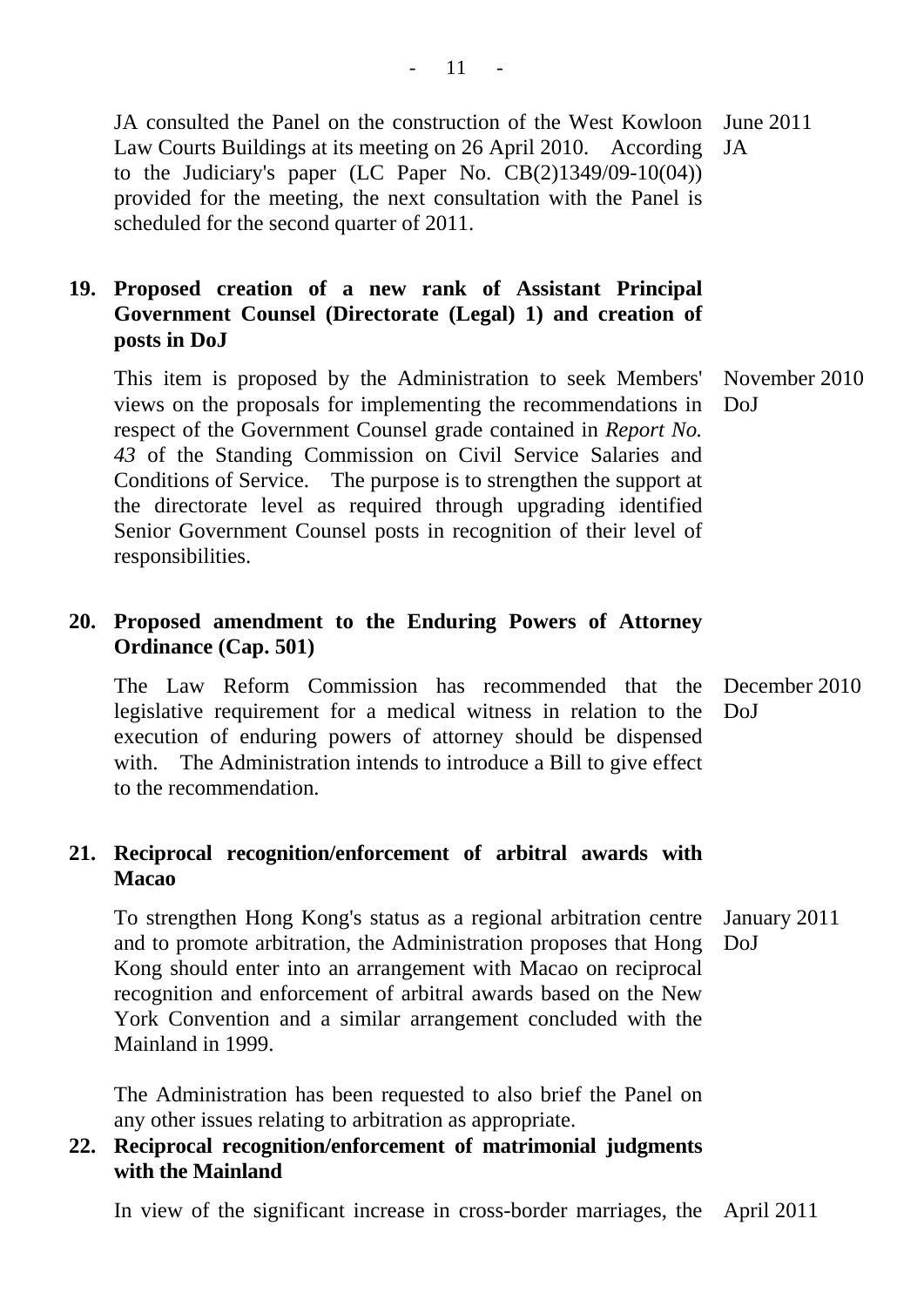JA consulted the Panel on the construction of the West Kowloon Law Courts Buildings at its meeting on 26 April 2010. According to the Judiciary's paper (LC Paper No. CB(2)1349/09-10(04)) provided for the meeting, the next consultation with the Panel is scheduled for the second quarter of 2011.

June 2011
JA

**19. Proposed creation of a new rank of Assistant Principal Government Counsel (Directorate (Legal) 1) and creation of posts in DoJ**

This item is proposed by the Administration to seek Members' views on the proposals for implementing the recommendations in respect of the Government Counsel grade contained in *Report No. 43* of the Standing Commission on Civil Service Salaries and Conditions of Service. The purpose is to strengthen the support at the directorate level as required through upgrading identified Senior Government Counsel posts in recognition of their level of responsibilities.

November 2010
DoJ

**20. Proposed amendment to the Enduring Powers of Attorney Ordinance (Cap. 501)**

The Law Reform Commission has recommended that the legislative requirement for a medical witness in relation to the execution of enduring powers of attorney should be dispensed with. The Administration intends to introduce a Bill to give effect to the recommendation.

December 2010
DoJ

**21. Reciprocal recognition/enforcement of arbitral awards with Macao**

To strengthen Hong Kong's status as a regional arbitration centre and to promote arbitration, the Administration proposes that Hong Kong should enter into an arrangement with Macao on reciprocal recognition and enforcement of arbitral awards based on the New York Convention and a similar arrangement concluded with the Mainland in 1999.

January 2011
DoJ

The Administration has been requested to also brief the Panel on any other issues relating to arbitration as appropriate.

**22. Reciprocal recognition/enforcement of matrimonial judgments with the Mainland**

In view of the significant increase in cross-border marriages, the

April 2011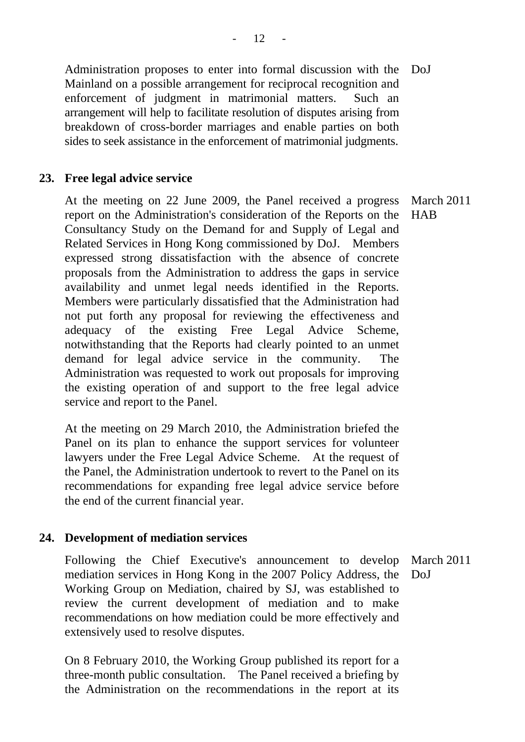Administration proposes to enter into formal discussion with the Mainland on a possible arrangement for reciprocal recognition and enforcement of judgment in matrimonial matters. Such an arrangement will help to facilitate resolution of disputes arising from breakdown of cross-border marriages and enable parties on both sides to seek assistance in the enforcement of matrimonial judgments.

DoJ

**23. Free legal advice service**

March 2011
HAB

At the meeting on 22 June 2009, the Panel received a progress report on the Administration's consideration of the Reports on the Consultancy Study on the Demand for and Supply of Legal and Related Services in Hong Kong commissioned by DoJ. Members expressed strong dissatisfaction with the absence of concrete proposals from the Administration to address the gaps in service availability and unmet legal needs identified in the Reports. Members were particularly dissatisfied that the Administration had not put forth any proposal for reviewing the effectiveness and adequacy of the existing Free Legal Advice Scheme, notwithstanding that the Reports had clearly pointed to an unmet demand for legal advice service in the community. The Administration was requested to work out proposals for improving the existing operation of and support to the free legal advice service and report to the Panel.

At the meeting on 29 March 2010, the Administration briefed the Panel on its plan to enhance the support services for volunteer lawyers under the Free Legal Advice Scheme. At the request of the Panel, the Administration undertook to revert to the Panel on its recommendations for expanding free legal advice service before the end of the current financial year.

**24. Development of mediation services**

March 2011
DoJ

Following the Chief Executive's announcement to develop mediation services in Hong Kong in the 2007 Policy Address, the Working Group on Mediation, chaired by SJ, was established to review the current development of mediation and to make recommendations on how mediation could be more effectively and extensively used to resolve disputes.

On 8 February 2010, the Working Group published its report for a three-month public consultation. The Panel received a briefing by the Administration on the recommendations in the report at its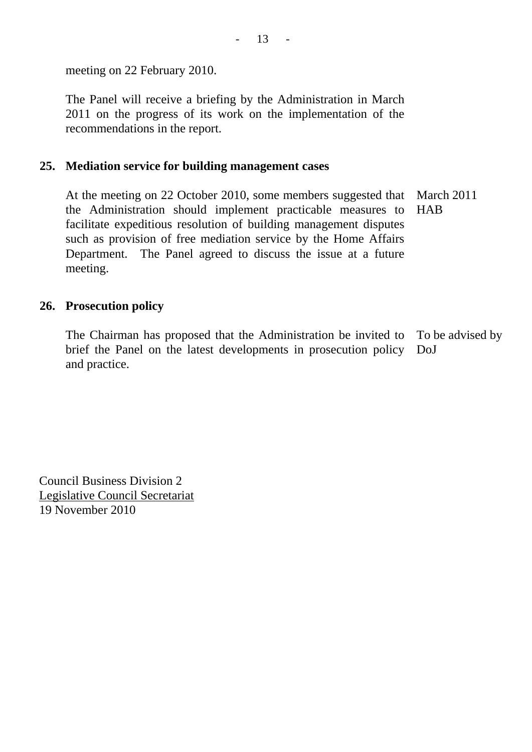meeting on 22 February 2010.

The Panel will receive a briefing by the Administration in March 2011 on the progress of its work on the implementation of the recommendations in the report.

**25. Mediation service for building management cases**

| | |
|---|---|
| At the meeting on 22 October 2010, some members suggested that the Administration should implement practicable measures to facilitate expeditious resolution of building management disputes such as provision of free mediation service by the Home Affairs Department. The Panel agreed to discuss the issue at a future meeting. | March 2011<br>HAB |

**26. Prosecution policy**

| | |
|---|---|
| The Chairman has proposed that the Administration be invited to brief the Panel on the latest developments in prosecution policy and practice. | To be advised by DoJ |

Council Business Division 2
Legislative Council Secretariat
19 November 2010